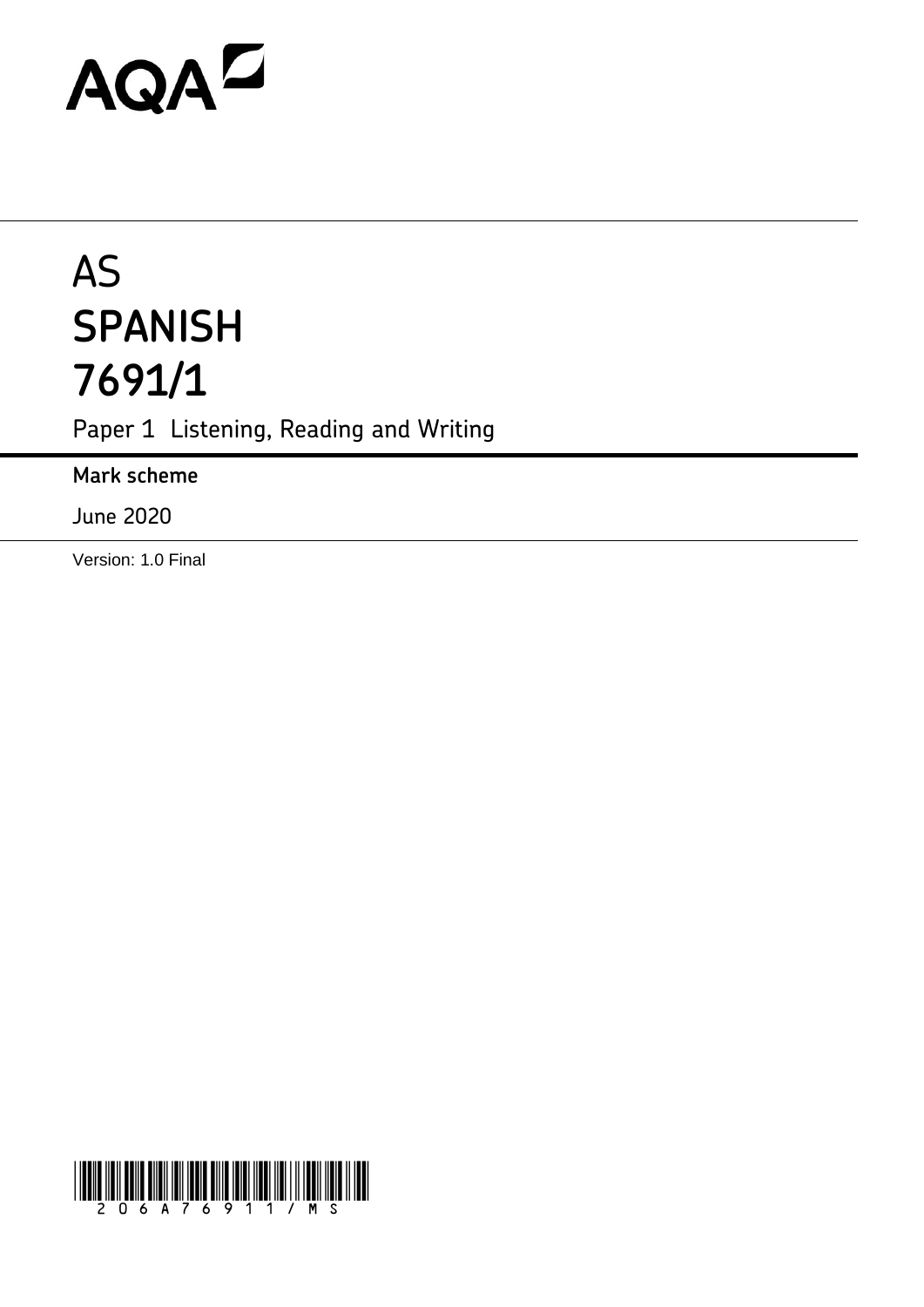AQA

# AS
# SPANISH
# 7691/1

Paper 1 Listening, Reading and Writing

**Mark scheme**

June 2020

Version: 1.0 Final

206A76911/MS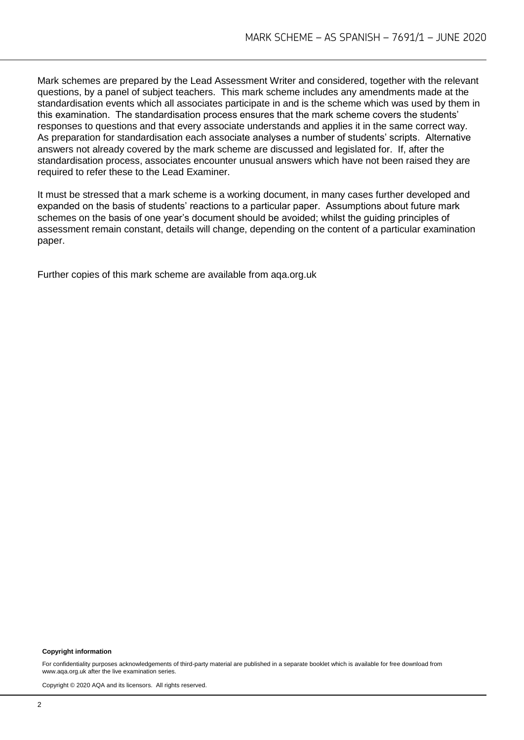Mark schemes are prepared by the Lead Assessment Writer and considered, together with the relevant questions, by a panel of subject teachers. This mark scheme includes any amendments made at the standardisation events which all associates participate in and is the scheme which was used by them in this examination. The standardisation process ensures that the mark scheme covers the students' responses to questions and that every associate understands and applies it in the same correct way. As preparation for standardisation each associate analyses a number of students' scripts. Alternative answers not already covered by the mark scheme are discussed and legislated for. If, after the standardisation process, associates encounter unusual answers which have not been raised they are required to refer these to the Lead Examiner.

It must be stressed that a mark scheme is a working document, in many cases further developed and expanded on the basis of students' reactions to a particular paper. Assumptions about future mark schemes on the basis of one year's document should be avoided; whilst the guiding principles of assessment remain constant, details will change, depending on the content of a particular examination paper.

Further copies of this mark scheme are available from aqa.org.uk

**Copyright information**

For confidentiality purposes acknowledgements of third-party material are published in a separate booklet which is available for free download from www.aqa.org.uk after the live examination series.

Copyright © 2020 AQA and its licensors. All rights reserved.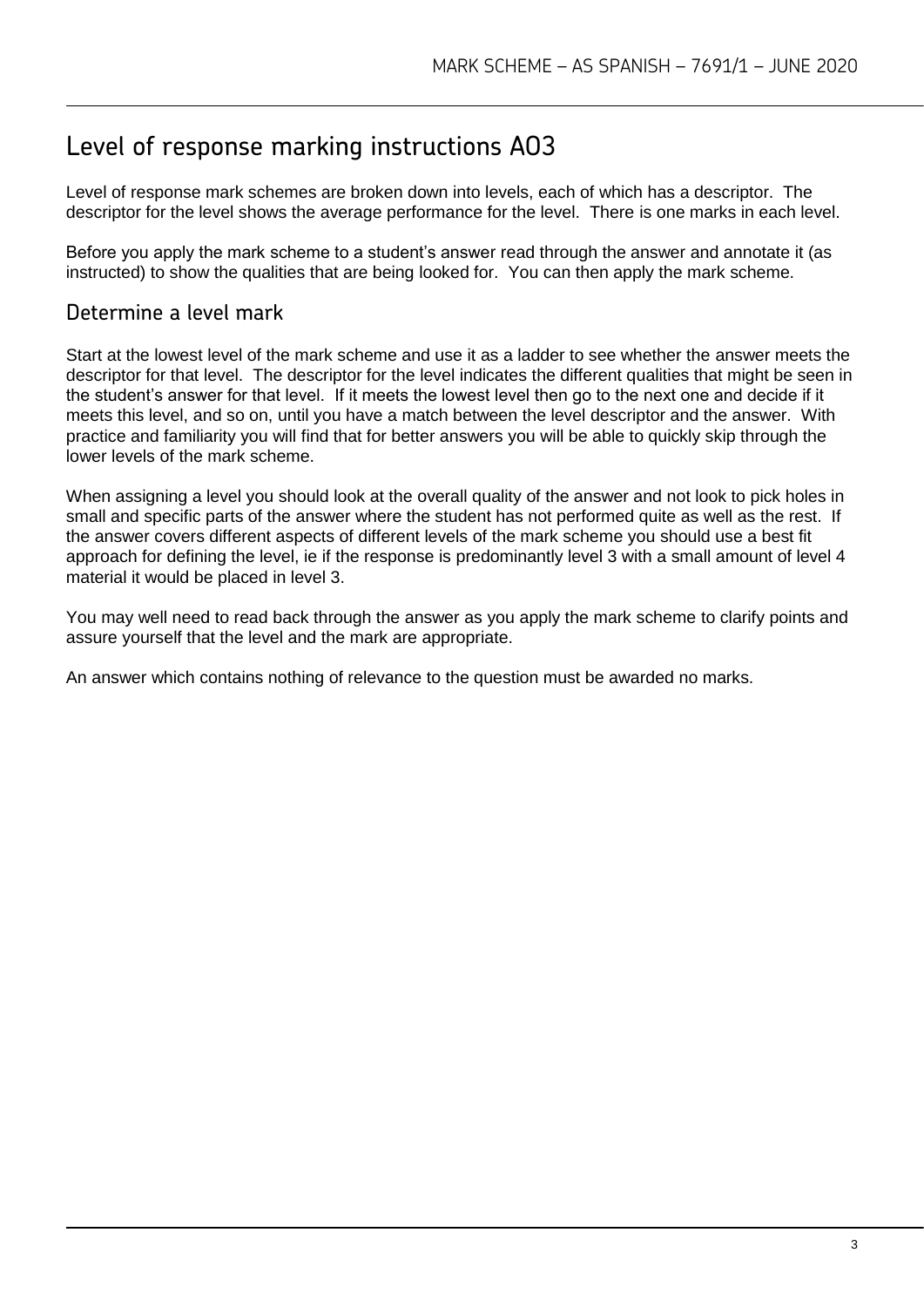# Level of response marking instructions AO3

Level of response mark schemes are broken down into levels, each of which has a descriptor. The descriptor for the level shows the average performance for the level. There is one marks in each level.

Before you apply the mark scheme to a student's answer read through the answer and annotate it (as instructed) to show the qualities that are being looked for. You can then apply the mark scheme.

## Determine a level mark

Start at the lowest level of the mark scheme and use it as a ladder to see whether the answer meets the descriptor for that level. The descriptor for the level indicates the different qualities that might be seen in the student's answer for that level. If it meets the lowest level then go to the next one and decide if it meets this level, and so on, until you have a match between the level descriptor and the answer. With practice and familiarity you will find that for better answers you will be able to quickly skip through the lower levels of the mark scheme.

When assigning a level you should look at the overall quality of the answer and not look to pick holes in small and specific parts of the answer where the student has not performed quite as well as the rest. If the answer covers different aspects of different levels of the mark scheme you should use a best fit approach for defining the level, ie if the response is predominantly level 3 with a small amount of level 4 material it would be placed in level 3.

You may well need to read back through the answer as you apply the mark scheme to clarify points and assure yourself that the level and the mark are appropriate.

An answer which contains nothing of relevance to the question must be awarded no marks.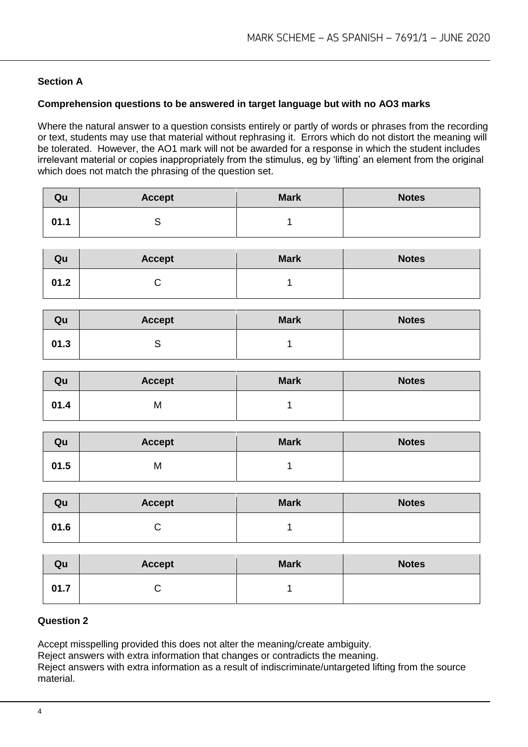## Section A

**Comprehension questions to be answered in target language but with no AO3 marks**

Where the natural answer to a question consists entirely or partly of words or phrases from the recording or text, students may use that material without rephrasing it. Errors which do not distort the meaning will be tolerated. However, the AO1 mark will not be awarded for a response in which the student includes irrelevant material or copies inappropriately from the stimulus, eg by 'lifting' an element from the original which does not match the phrasing of the question set.

| Qu | Accept | Mark | Notes |
|---|---|---|---|
| 01.1 | S | 1 | |

| Qu | Accept | Mark | Notes |
|---|---|---|---|
| 01.2 | C | 1 | |

| Qu | Accept | Mark | Notes |
|---|---|---|---|
| 01.3 | S | 1 | |

| Qu | Accept | Mark | Notes |
|---|---|---|---|
| 01.4 | M | 1 | |

| Qu | Accept | Mark | Notes |
|---|---|---|---|
| 01.5 | M | 1 | |

| Qu | Accept | Mark | Notes |
|---|---|---|---|
| 01.6 | C | 1 | |

| Qu | Accept | Mark | Notes |
|---|---|---|---|
| 01.7 | C | 1 | |

**Question 2**

Accept misspelling provided this does not alter the meaning/create ambiguity.
Reject answers with extra information that changes or contradicts the meaning.
Reject answers with extra information as a result of indiscriminate/untargeted lifting from the source material.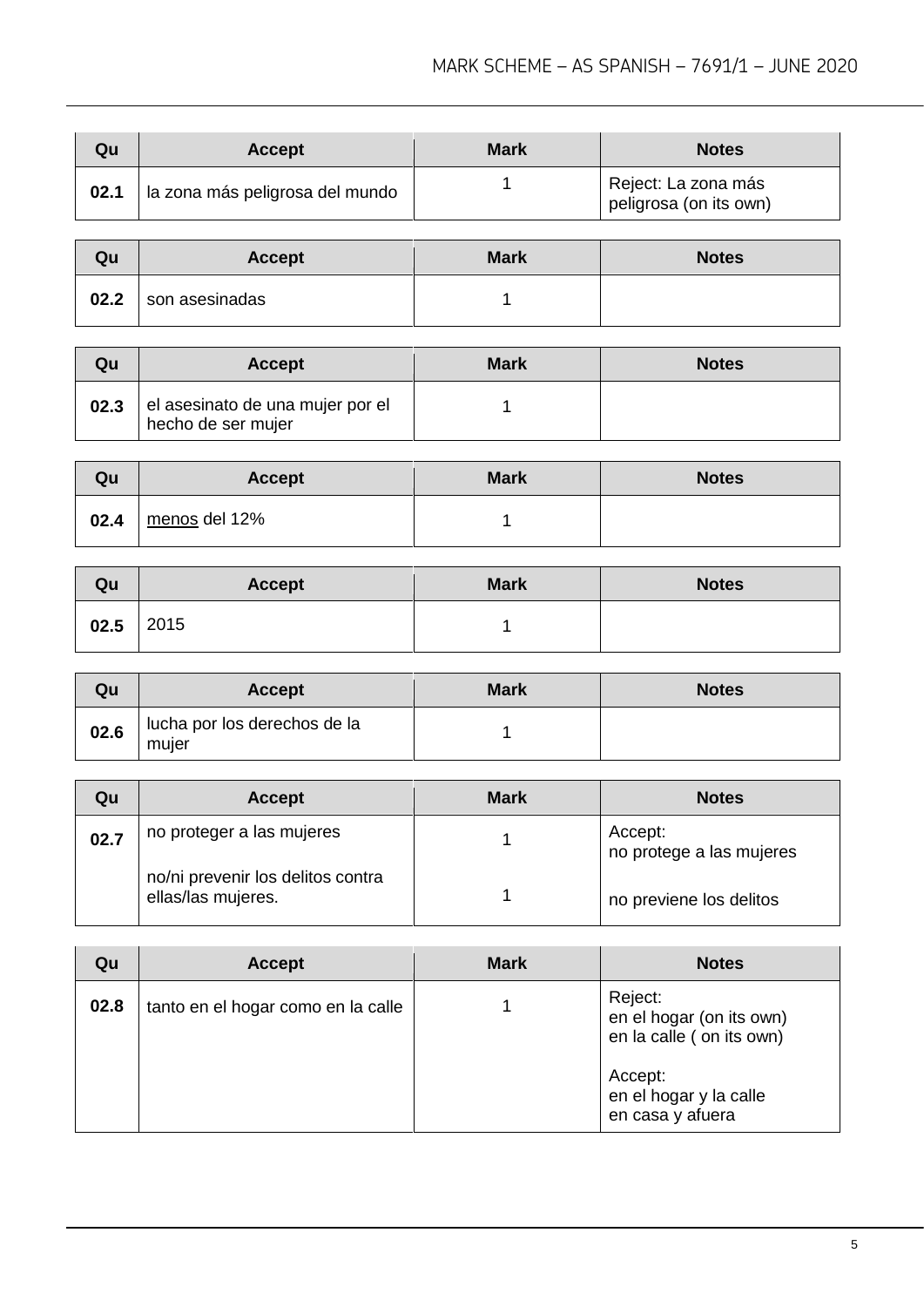| Qu | Accept | Mark | Notes |
|---|---|---|---|
| **02.1** | la zona más peligrosa del mundo | 1 | Reject: La zona más peligrosa (on its own) |

| Qu | Accept | Mark | Notes |
|---|---|---|---|
| **02.2** | son asesinadas | 1 | |

| Qu | Accept | Mark | Notes |
|---|---|---|---|
| **02.3** | el asesinato de una mujer por el hecho de ser mujer | 1 | |

| Qu | Accept | Mark | Notes |
|---|---|---|---|
| **02.4** | <u>menos</u> del 12% | 1 | |

| Qu | Accept | Mark | Notes |
|---|---|---|---|
| **02.5** | 2015 | 1 | |

| Qu | Accept | Mark | Notes |
|---|---|---|---|
| **02.6** | lucha por los derechos de la mujer | 1 | |

| Qu | Accept | Mark | Notes |
|---|---|---|---|
| **02.7** | no proteger a las mujeres | 1 | Accept: no protege a las mujeres |
| | no/ni prevenir los delitos contra ellas/las mujeres. | 1 | no previene los delitos |

| Qu | Accept | Mark | Notes |
|---|---|---|---|
| **02.8** | tanto en el hogar como en la calle | 1 | Reject: en el hogar (on its own) en la calle ( on its own) Accept: en el hogar y la calle en casa y afuera |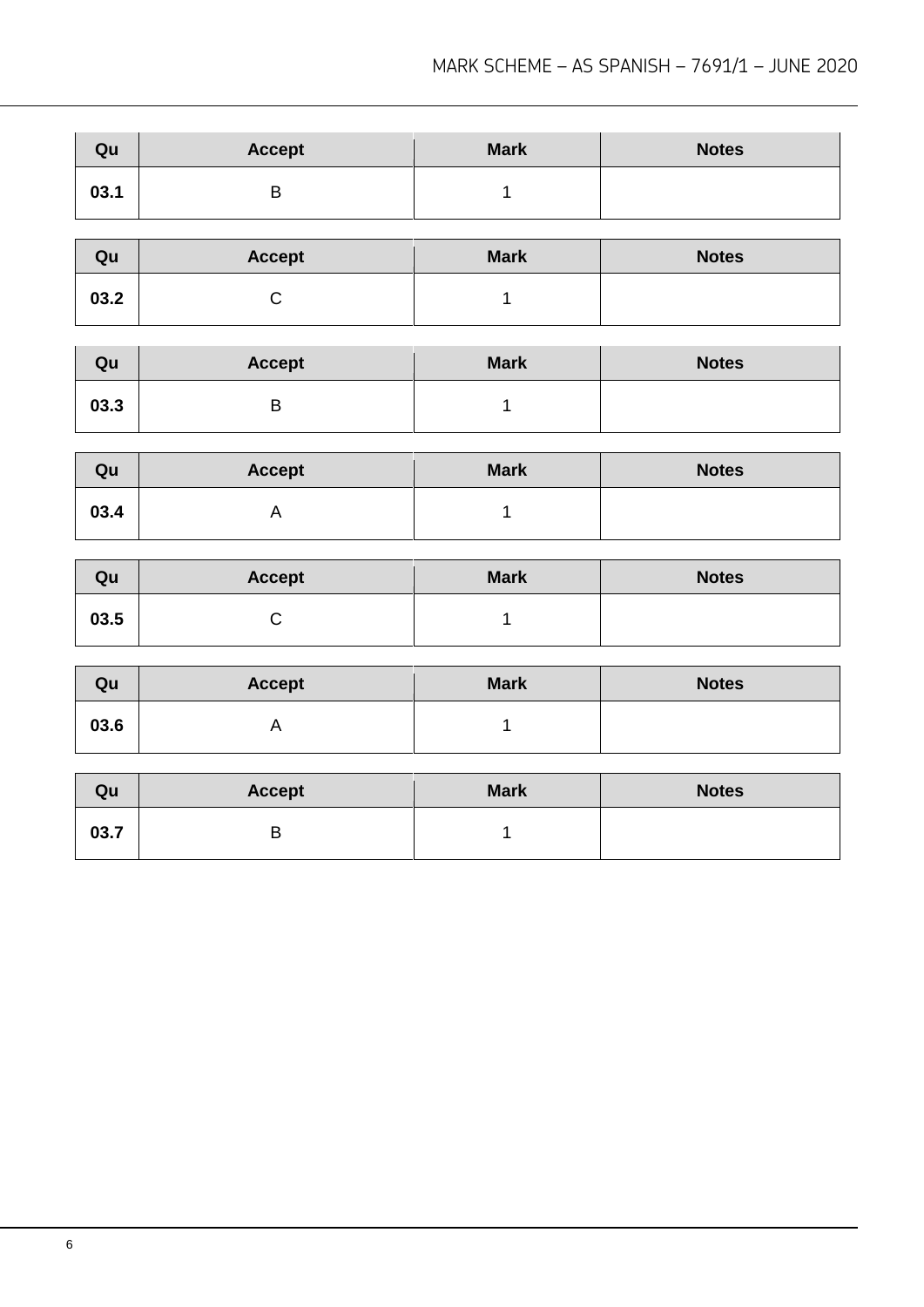| Qu | Accept | Mark | Notes |
|---|---|---|---|
| 03.1 | B | 1 | |

| Qu | Accept | Mark | Notes |
|---|---|---|---|
| 03.2 | C | 1 | |

| Qu | Accept | Mark | Notes |
|---|---|---|---|
| 03.3 | B | 1 | |

| Qu | Accept | Mark | Notes |
|---|---|---|---|
| 03.4 | A | 1 | |

| Qu | Accept | Mark | Notes |
|---|---|---|---|
| 03.5 | C | 1 | |

| Qu | Accept | Mark | Notes |
|---|---|---|---|
| 03.6 | A | 1 | |

| Qu | Accept | Mark | Notes |
|---|---|---|---|
| 03.7 | B | 1 | |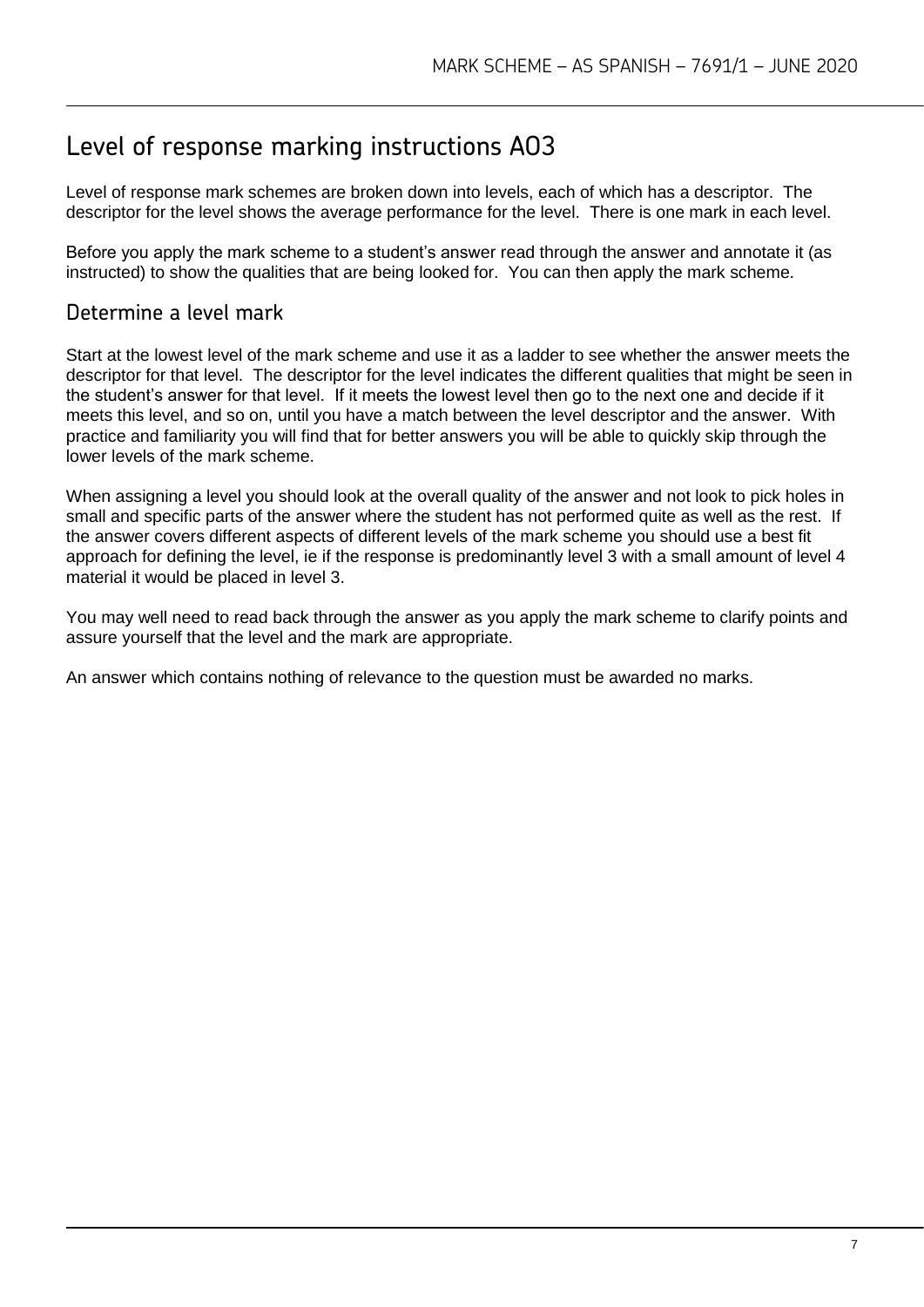# Level of response marking instructions AO3

Level of response mark schemes are broken down into levels, each of which has a descriptor. The descriptor for the level shows the average performance for the level. There is one mark in each level.

Before you apply the mark scheme to a student's answer read through the answer and annotate it (as instructed) to show the qualities that are being looked for. You can then apply the mark scheme.

## Determine a level mark

Start at the lowest level of the mark scheme and use it as a ladder to see whether the answer meets the descriptor for that level. The descriptor for the level indicates the different qualities that might be seen in the student's answer for that level. If it meets the lowest level then go to the next one and decide if it meets this level, and so on, until you have a match between the level descriptor and the answer. With practice and familiarity you will find that for better answers you will be able to quickly skip through the lower levels of the mark scheme.

When assigning a level you should look at the overall quality of the answer and not look to pick holes in small and specific parts of the answer where the student has not performed quite as well as the rest. If the answer covers different aspects of different levels of the mark scheme you should use a best fit approach for defining the level, ie if the response is predominantly level 3 with a small amount of level 4 material it would be placed in level 3.

You may well need to read back through the answer as you apply the mark scheme to clarify points and assure yourself that the level and the mark are appropriate.

An answer which contains nothing of relevance to the question must be awarded no marks.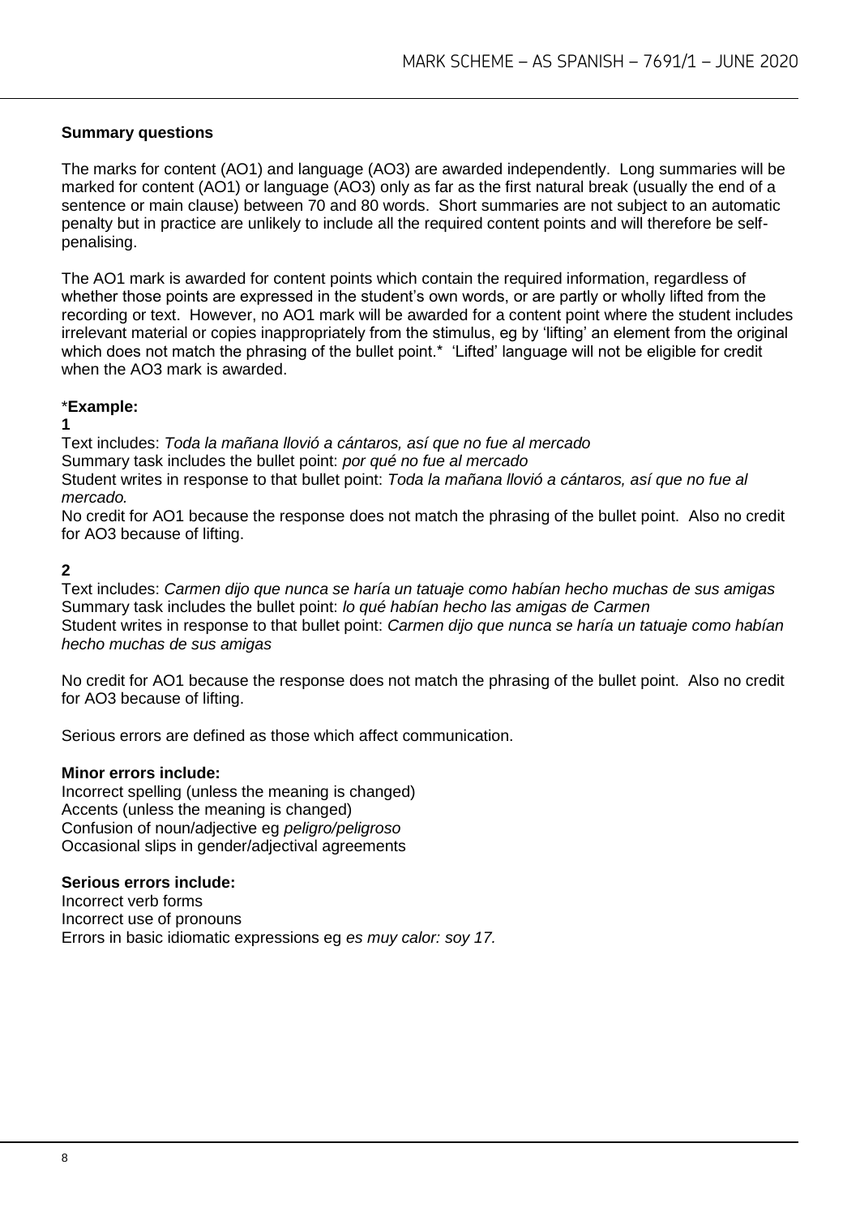**Summary questions**

The marks for content (AO1) and language (AO3) are awarded independently. Long summaries will be marked for content (AO1) or language (AO3) only as far as the first natural break (usually the end of a sentence or main clause) between 70 and 80 words. Short summaries are not subject to an automatic penalty but in practice are unlikely to include all the required content points and will therefore be self-penalising.

The AO1 mark is awarded for content points which contain the required information, regardless of whether those points are expressed in the student's own words, or are partly or wholly lifted from the recording or text. However, no AO1 mark will be awarded for a content point where the student includes irrelevant material or copies inappropriately from the stimulus, eg by 'lifting' an element from the original which does not match the phrasing of the bullet point.* 'Lifted' language will not be eligible for credit when the AO3 mark is awarded.

***Example:**

**1**

Text includes: *Toda la mañana llovió a cántaros, así que no fue al mercado*
Summary task includes the bullet point: *por qué no fue al mercado*
Student writes in response to that bullet point: *Toda la mañana llovió a cántaros, así que no fue al mercado.*
No credit for AO1 because the response does not match the phrasing of the bullet point. Also no credit for AO3 because of lifting.

**2**

Text includes: *Carmen dijo que nunca se haría un tatuaje como habían hecho muchas de sus amigas*
Summary task includes the bullet point: *lo qué habían hecho las amigas de Carmen*
Student writes in response to that bullet point: *Carmen dijo que nunca se haría un tatuaje como habían hecho muchas de sus amigas*

No credit for AO1 because the response does not match the phrasing of the bullet point. Also no credit for AO3 because of lifting.

Serious errors are defined as those which affect communication.

**Minor errors include:**
Incorrect spelling (unless the meaning is changed)
Accents (unless the meaning is changed)
Confusion of noun/adjective eg *peligro/peligroso*
Occasional slips in gender/adjectival agreements

**Serious errors include:**
Incorrect verb forms
Incorrect use of pronouns
Errors in basic idiomatic expressions eg *es muy calor: soy 17.*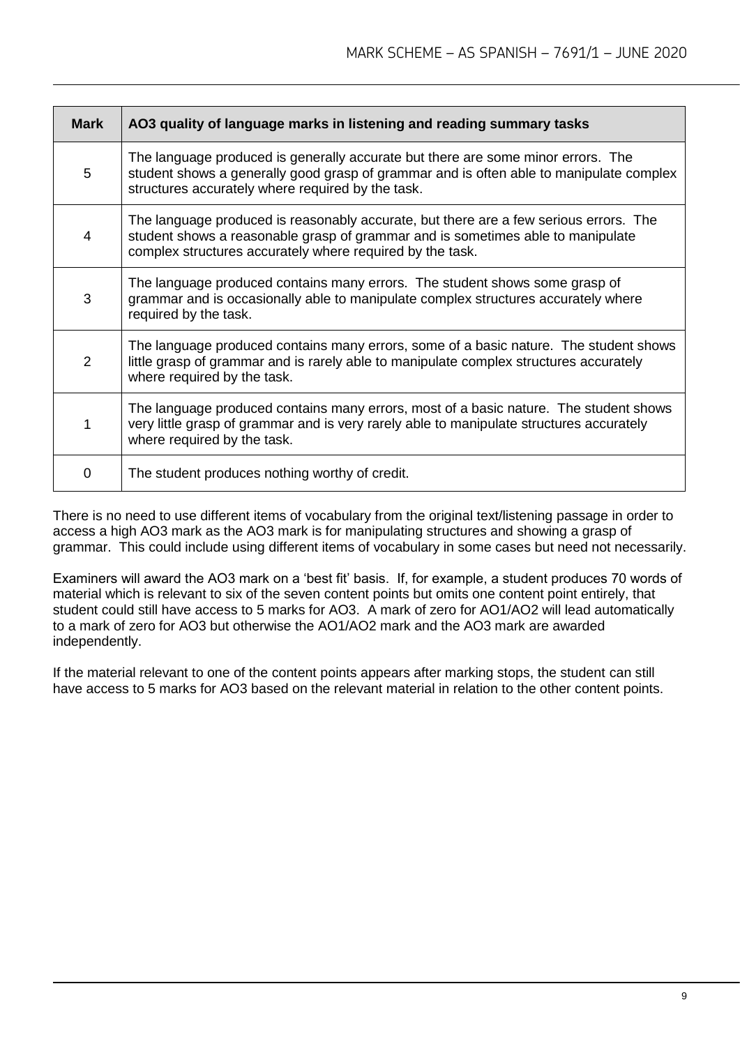| Mark | AO3 quality of language marks in listening and reading summary tasks |
|---|---|
| 5 | The language produced is generally accurate but there are some minor errors. The student shows a generally good grasp of grammar and is often able to manipulate complex structures accurately where required by the task. |
| 4 | The language produced is reasonably accurate, but there are a few serious errors. The student shows a reasonable grasp of grammar and is sometimes able to manipulate complex structures accurately where required by the task. |
| 3 | The language produced contains many errors. The student shows some grasp of grammar and is occasionally able to manipulate complex structures accurately where required by the task. |
| 2 | The language produced contains many errors, some of a basic nature. The student shows little grasp of grammar and is rarely able to manipulate complex structures accurately where required by the task. |
| 1 | The language produced contains many errors, most of a basic nature. The student shows very little grasp of grammar and is very rarely able to manipulate structures accurately where required by the task. |
| 0 | The student produces nothing worthy of credit. |

There is no need to use different items of vocabulary from the original text/listening passage in order to access a high AO3 mark as the AO3 mark is for manipulating structures and showing a grasp of grammar. This could include using different items of vocabulary in some cases but need not necessarily.

Examiners will award the AO3 mark on a 'best fit' basis. If, for example, a student produces 70 words of material which is relevant to six of the seven content points but omits one content point entirely, that student could still have access to 5 marks for AO3. A mark of zero for AO1/AO2 will lead automatically to a mark of zero for AO3 but otherwise the AO1/AO2 mark and the AO3 mark are awarded independently.

If the material relevant to one of the content points appears after marking stops, the student can still have access to 5 marks for AO3 based on the relevant material in relation to the other content points.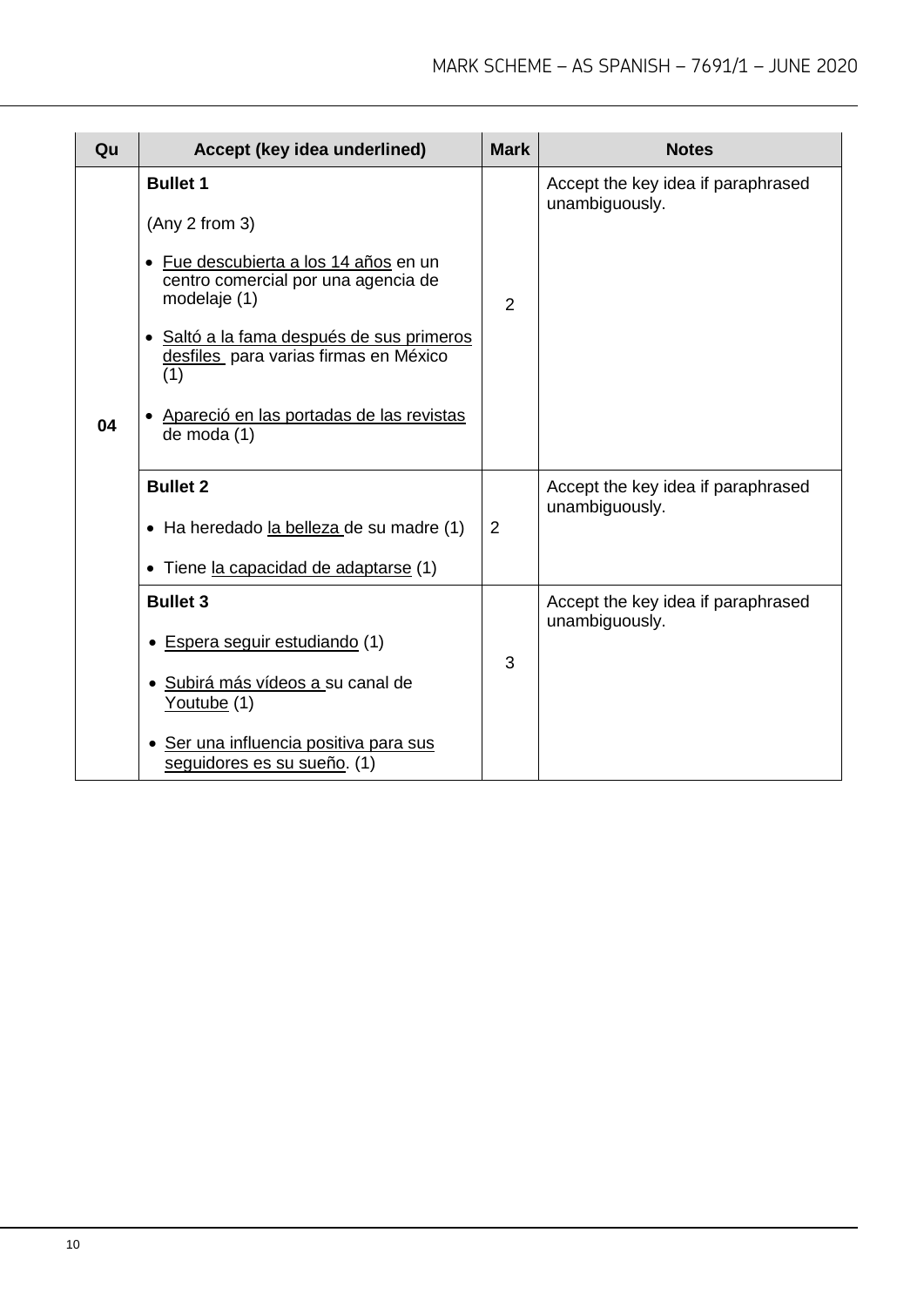| Qu | Accept (key idea underlined) | Mark | Notes |
|---|---|---|---|
| 04 | **Bullet 1**<br><br>(Any 2 from 3)<br><br>• Fue descubierta a los 14 años en un centro comercial por una agencia de modelaje (1)<br><br>• Saltó a la fama después de sus primeros desfiles para varias firmas en México (1)<br><br>• Apareció en las portadas de las revistas de moda (1) | 2 | Accept the key idea if paraphrased unambiguously. |
| | **Bullet 2**<br><br>• Ha heredado la belleza de su madre (1)<br><br>• Tiene la capacidad de adaptarse (1) | 2 | Accept the key idea if paraphrased unambiguously. |
| | **Bullet 3**<br><br>• Espera seguir estudiando (1)<br><br>• Subirá más vídeos a su canal de Youtube (1)<br><br>• Ser una influencia positiva para sus seguidores es su sueño. (1) | 3 | Accept the key idea if paraphrased unambiguously. |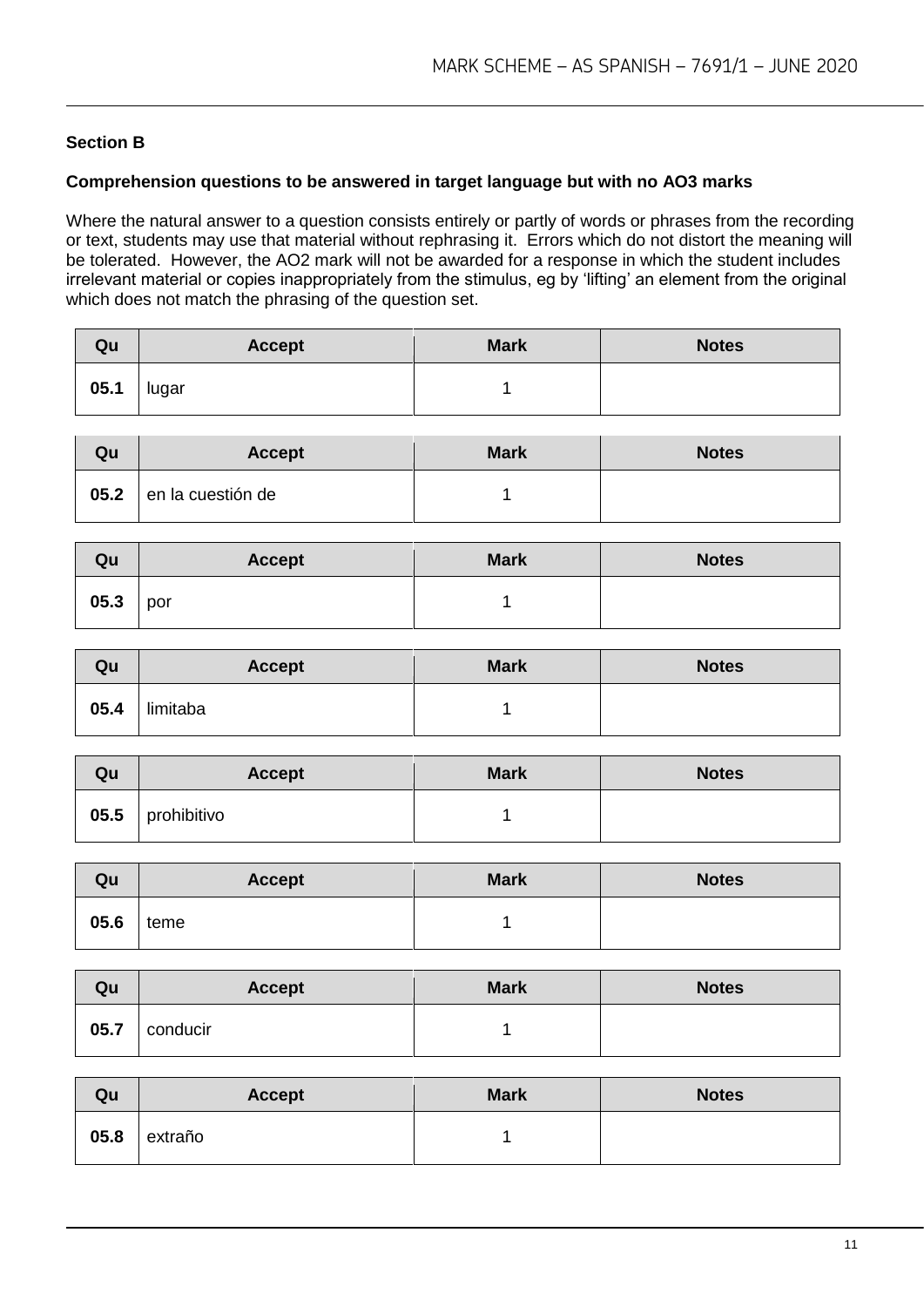**Section B**

**Comprehension questions to be answered in target language but with no AO3 marks**

Where the natural answer to a question consists entirely or partly of words or phrases from the recording or text, students may use that material without rephrasing it. Errors which do not distort the meaning will be tolerated. However, the AO2 mark will not be awarded for a response in which the student includes irrelevant material or copies inappropriately from the stimulus, eg by 'lifting' an element from the original which does not match the phrasing of the question set.

| Qu | Accept | Mark | Notes |
|---|---|---|---|
| 05.1 | lugar | 1 | |

| Qu | Accept | Mark | Notes |
|---|---|---|---|
| 05.2 | en la cuestión de | 1 | |

| Qu | Accept | Mark | Notes |
|---|---|---|---|
| 05.3 | por | 1 | |

| Qu | Accept | Mark | Notes |
|---|---|---|---|
| 05.4 | limitaba | 1 | |

| Qu | Accept | Mark | Notes |
|---|---|---|---|
| 05.5 | prohibitivo | 1 | |

| Qu | Accept | Mark | Notes |
|---|---|---|---|
| 05.6 | teme | 1 | |

| Qu | Accept | Mark | Notes |
|---|---|---|---|
| 05.7 | conducir | 1 | |

| Qu | Accept | Mark | Notes |
|---|---|---|---|
| 05.8 | extraño | 1 | |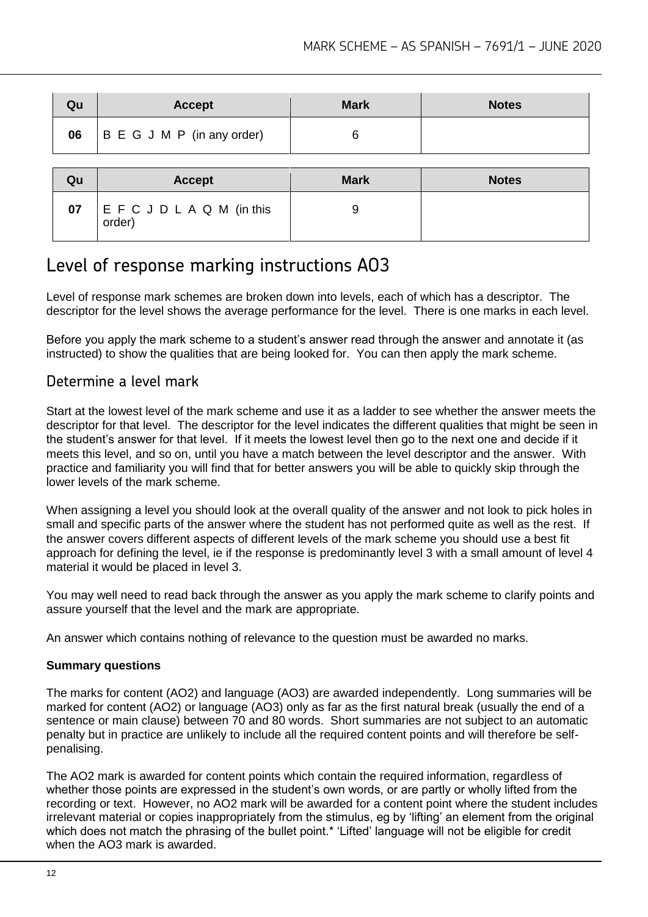| Qu | Accept | Mark | Notes |
|---|---|---|---|
| 06 | B E G J M P (in any order) | 6 | |

| Qu | Accept | Mark | Notes |
|---|---|---|---|
| 07 | E F C J D L A Q M (in this order) | 9 | |

# Level of response marking instructions AO3

Level of response mark schemes are broken down into levels, each of which has a descriptor. The descriptor for the level shows the average performance for the level. There is one marks in each level.

Before you apply the mark scheme to a student's answer read through the answer and annotate it (as instructed) to show the qualities that are being looked for. You can then apply the mark scheme.

## Determine a level mark

Start at the lowest level of the mark scheme and use it as a ladder to see whether the answer meets the descriptor for that level. The descriptor for the level indicates the different qualities that might be seen in the student's answer for that level. If it meets the lowest level then go to the next one and decide if it meets this level, and so on, until you have a match between the level descriptor and the answer. With practice and familiarity you will find that for better answers you will be able to quickly skip through the lower levels of the mark scheme.

When assigning a level you should look at the overall quality of the answer and not look to pick holes in small and specific parts of the answer where the student has not performed quite as well as the rest. If the answer covers different aspects of different levels of the mark scheme you should use a best fit approach for defining the level, ie if the response is predominantly level 3 with a small amount of level 4 material it would be placed in level 3.

You may well need to read back through the answer as you apply the mark scheme to clarify points and assure yourself that the level and the mark are appropriate.

An answer which contains nothing of relevance to the question must be awarded no marks.

**Summary questions**

The marks for content (AO2) and language (AO3) are awarded independently. Long summaries will be marked for content (AO2) or language (AO3) only as far as the first natural break (usually the end of a sentence or main clause) between 70 and 80 words. Short summaries are not subject to an automatic penalty but in practice are unlikely to include all the required content points and will therefore be self-penalising.

The AO2 mark is awarded for content points which contain the required information, regardless of whether those points are expressed in the student's own words, or are partly or wholly lifted from the recording or text. However, no AO2 mark will be awarded for a content point where the student includes irrelevant material or copies inappropriately from the stimulus, eg by 'lifting' an element from the original which does not match the phrasing of the bullet point.* 'Lifted' language will not be eligible for credit when the AO3 mark is awarded.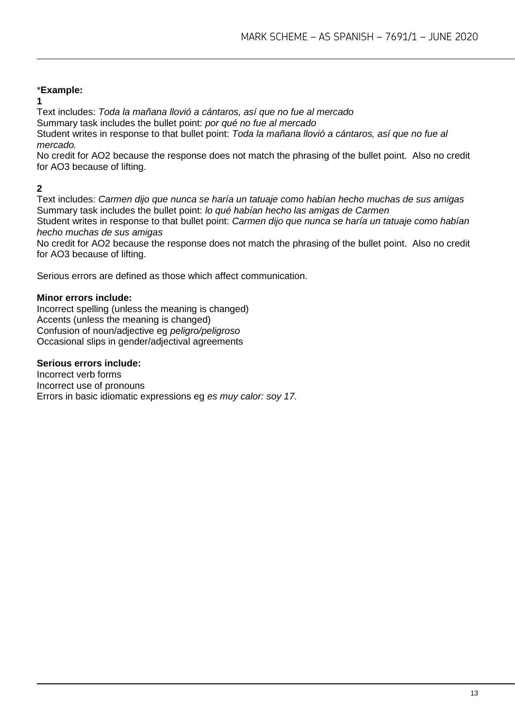*Example:**

**1**

Text includes: *Toda la mañana llovió a cántaros, así que no fue al mercado*
Summary task includes the bullet point: *por qué no fue al mercado*
Student writes in response to that bullet point: *Toda la mañana llovió a cántaros, así que no fue al mercado.*
No credit for AO2 because the response does not match the phrasing of the bullet point. Also no credit for AO3 because of lifting.

**2**

Text includes: *Carmen dijo que nunca se haría un tatuaje como habían hecho muchas de sus amigas*
Summary task includes the bullet point: *lo qué habían hecho las amigas de Carmen*
Student writes in response to that bullet point: *Carmen dijo que nunca se haría un tatuaje como habían hecho muchas de sus amigas*
No credit for AO2 because the response does not match the phrasing of the bullet point. Also no credit for AO3 because of lifting.

Serious errors are defined as those which affect communication.

**Minor errors include:**
Incorrect spelling (unless the meaning is changed)
Accents (unless the meaning is changed)
Confusion of noun/adjective eg *peligro/peligroso*
Occasional slips in gender/adjectival agreements

**Serious errors include:**
Incorrect verb forms
Incorrect use of pronouns
Errors in basic idiomatic expressions eg *es muy calor: soy 17.*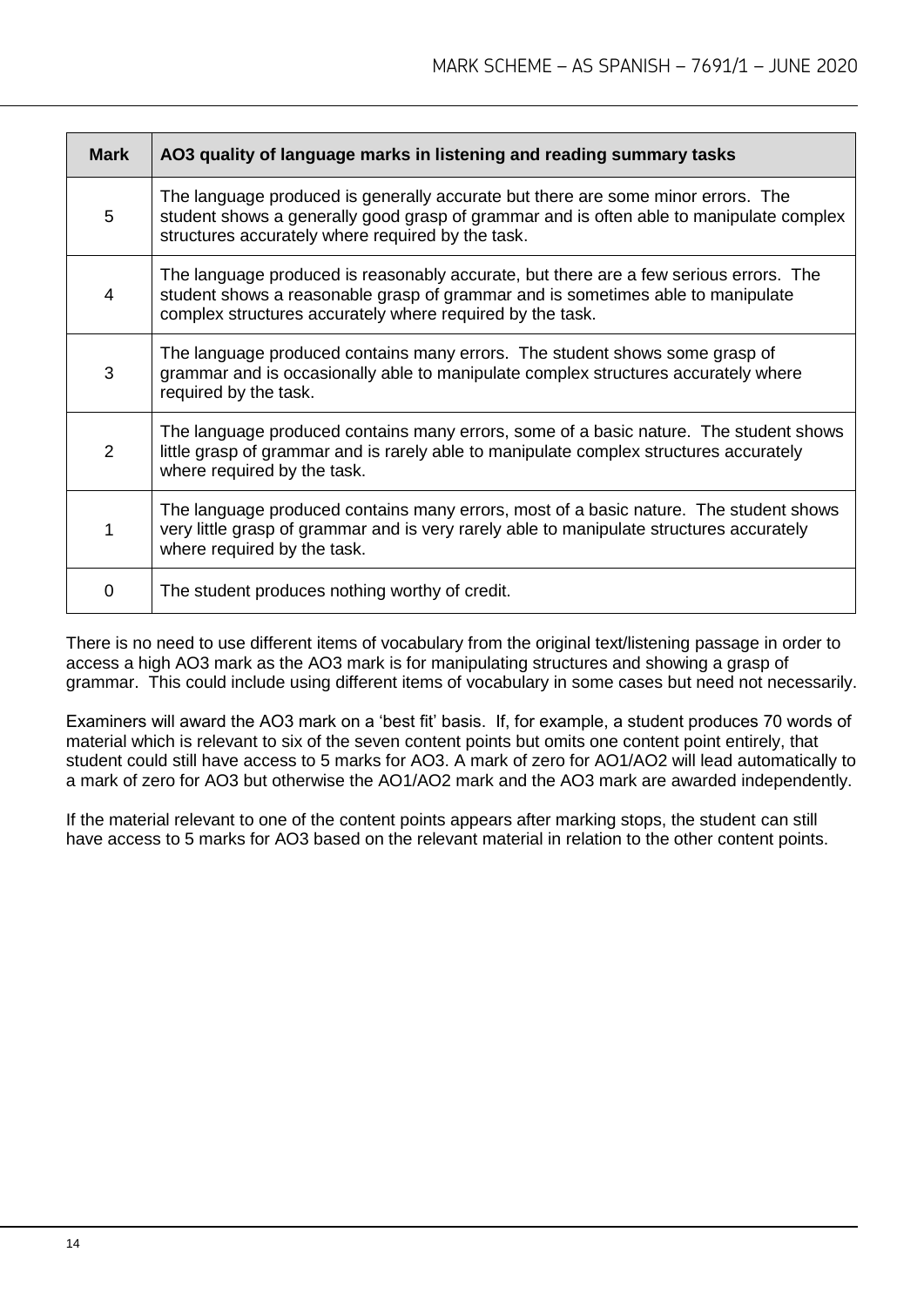| Mark | AO3 quality of language marks in listening and reading summary tasks |
|---|---|
| 5 | The language produced is generally accurate but there are some minor errors. The student shows a generally good grasp of grammar and is often able to manipulate complex structures accurately where required by the task. |
| 4 | The language produced is reasonably accurate, but there are a few serious errors. The student shows a reasonable grasp of grammar and is sometimes able to manipulate complex structures accurately where required by the task. |
| 3 | The language produced contains many errors. The student shows some grasp of grammar and is occasionally able to manipulate complex structures accurately where required by the task. |
| 2 | The language produced contains many errors, some of a basic nature. The student shows little grasp of grammar and is rarely able to manipulate complex structures accurately where required by the task. |
| 1 | The language produced contains many errors, most of a basic nature. The student shows very little grasp of grammar and is very rarely able to manipulate structures accurately where required by the task. |
| 0 | The student produces nothing worthy of credit. |

There is no need to use different items of vocabulary from the original text/listening passage in order to access a high AO3 mark as the AO3 mark is for manipulating structures and showing a grasp of grammar. This could include using different items of vocabulary in some cases but need not necessarily.

Examiners will award the AO3 mark on a 'best fit' basis. If, for example, a student produces 70 words of material which is relevant to six of the seven content points but omits one content point entirely, that student could still have access to 5 marks for AO3. A mark of zero for AO1/AO2 will lead automatically to a mark of zero for AO3 but otherwise the AO1/AO2 mark and the AO3 mark are awarded independently.

If the material relevant to one of the content points appears after marking stops, the student can still have access to 5 marks for AO3 based on the relevant material in relation to the other content points.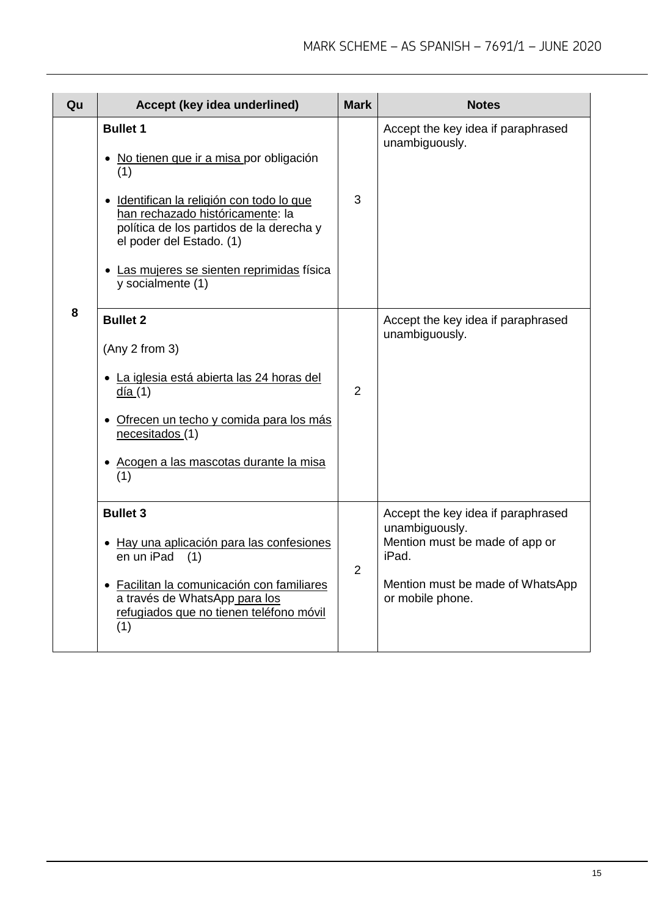| Qu | Accept (key idea underlined) | Mark | Notes |
|---|---|---|---|
| 8 | **Bullet 1**<br><br>• No tienen que ir a misa por obligación (1)<br><br>• Identifican la religión con todo lo que han rechazado históricamente: la política de los partidos de la derecha y el poder del Estado. (1)<br><br>• Las mujeres se sienten reprimidas física y socialmente (1) | 3 | Accept the key idea if paraphrased unambiguously. |
| | **Bullet 2**<br><br>(Any 2 from 3)<br><br>• La iglesia está abierta las 24 horas del día (1)<br><br>• Ofrecen un techo y comida para los más necesitados (1)<br><br>• Acogen a las mascotas durante la misa (1) | 2 | Accept the key idea if paraphrased unambiguously. |
| | **Bullet 3**<br><br>• Hay una aplicación para las confesiones en un iPad (1)<br><br>• Facilitan la comunicación con familiares a través de WhatsApp para los refugiados que no tienen teléfono móvil (1) | 2 | Accept the key idea if paraphrased unambiguously.<br>Mention must be made of app or iPad.<br><br>Mention must be made of WhatsApp or mobile phone. |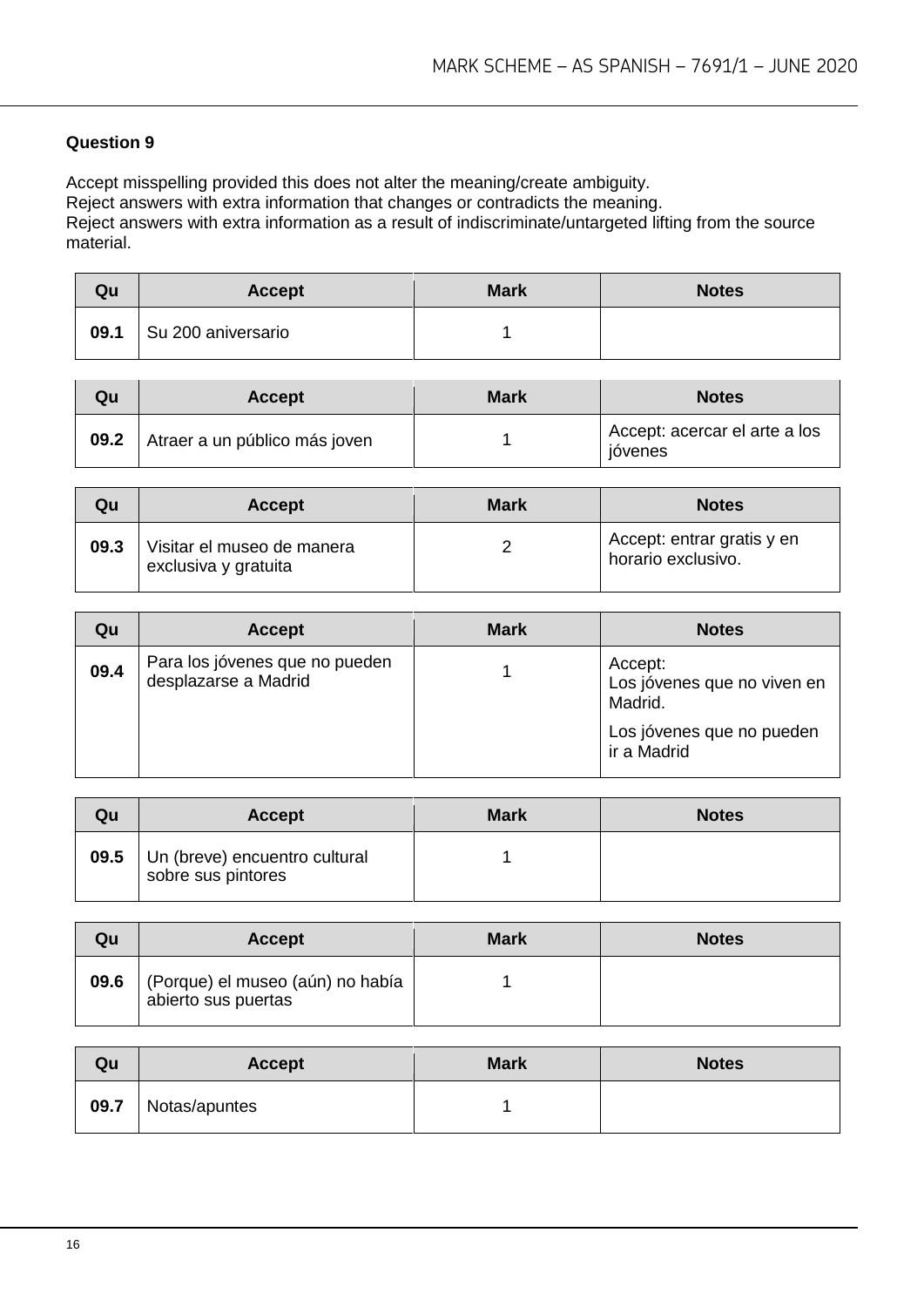### Question 9

Accept misspelling provided this does not alter the meaning/create ambiguity.
Reject answers with extra information that changes or contradicts the meaning.
Reject answers with extra information as a result of indiscriminate/untargeted lifting from the source material.

| Qu | Accept | Mark | Notes |
|---|---|---|---|
| 09.1 | Su 200 aniversario | 1 | |

| Qu | Accept | Mark | Notes |
|---|---|---|---|
| 09.2 | Atraer a un público más joven | 1 | Accept: acercar el arte a los jóvenes |

| Qu | Accept | Mark | Notes |
|---|---|---|---|
| 09.3 | Visitar el museo de manera exclusiva y gratuita | 2 | Accept: entrar gratis y en horario exclusivo. |

| Qu | Accept | Mark | Notes |
|---|---|---|---|
| 09.4 | Para los jóvenes que no pueden desplazarse a Madrid | 1 | Accept:<br>Los jóvenes que no viven en Madrid.<br>Los jóvenes que no pueden ir a Madrid |

| Qu | Accept | Mark | Notes |
|---|---|---|---|
| 09.5 | Un (breve) encuentro cultural sobre sus pintores | 1 | |

| Qu | Accept | Mark | Notes |
|---|---|---|---|
| 09.6 | (Porque) el museo (aún) no había abierto sus puertas | 1 | |

| Qu | Accept | Mark | Notes |
|---|---|---|---|
| 09.7 | Notas/apuntes | 1 | |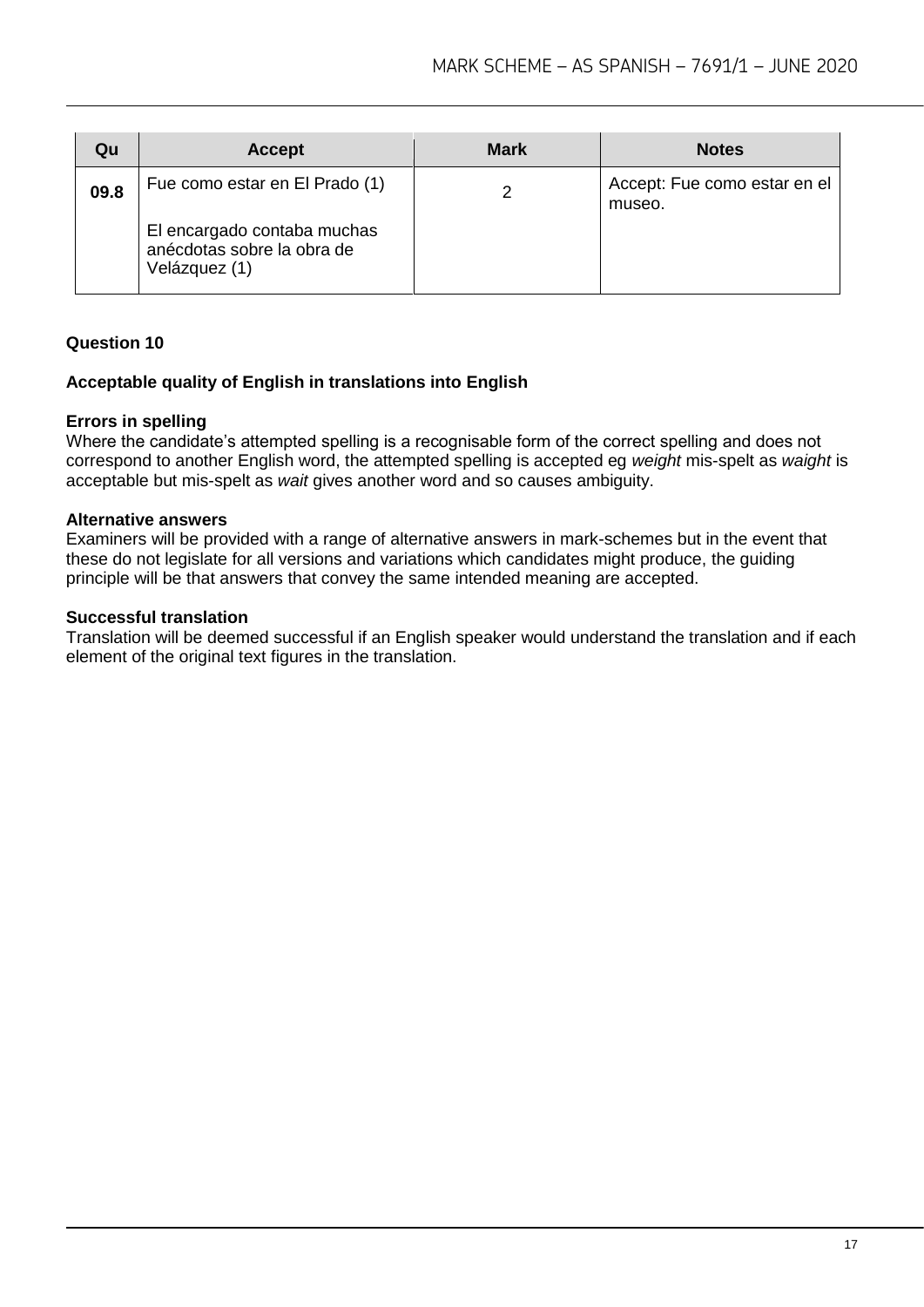| Qu | Accept | Mark | Notes |
| --- | --- | --- | --- |
| **09.8** | Fue como estar en El Prado (1)<br><br>El encargado contaba muchas anécdotas sobre la obra de Velázquez (1) | 2 | Accept: Fue como estar en el museo. |

**Question 10**

**Acceptable quality of English in translations into English**

**Errors in spelling**
Where the candidate's attempted spelling is a recognisable form of the correct spelling and does not correspond to another English word, the attempted spelling is accepted eg *weight* mis-spelt as *waight* is acceptable but mis-spelt as *wait* gives another word and so causes ambiguity.

**Alternative answers**
Examiners will be provided with a range of alternative answers in mark-schemes but in the event that these do not legislate for all versions and variations which candidates might produce, the guiding principle will be that answers that convey the same intended meaning are accepted.

**Successful translation**
Translation will be deemed successful if an English speaker would understand the translation and if each element of the original text figures in the translation.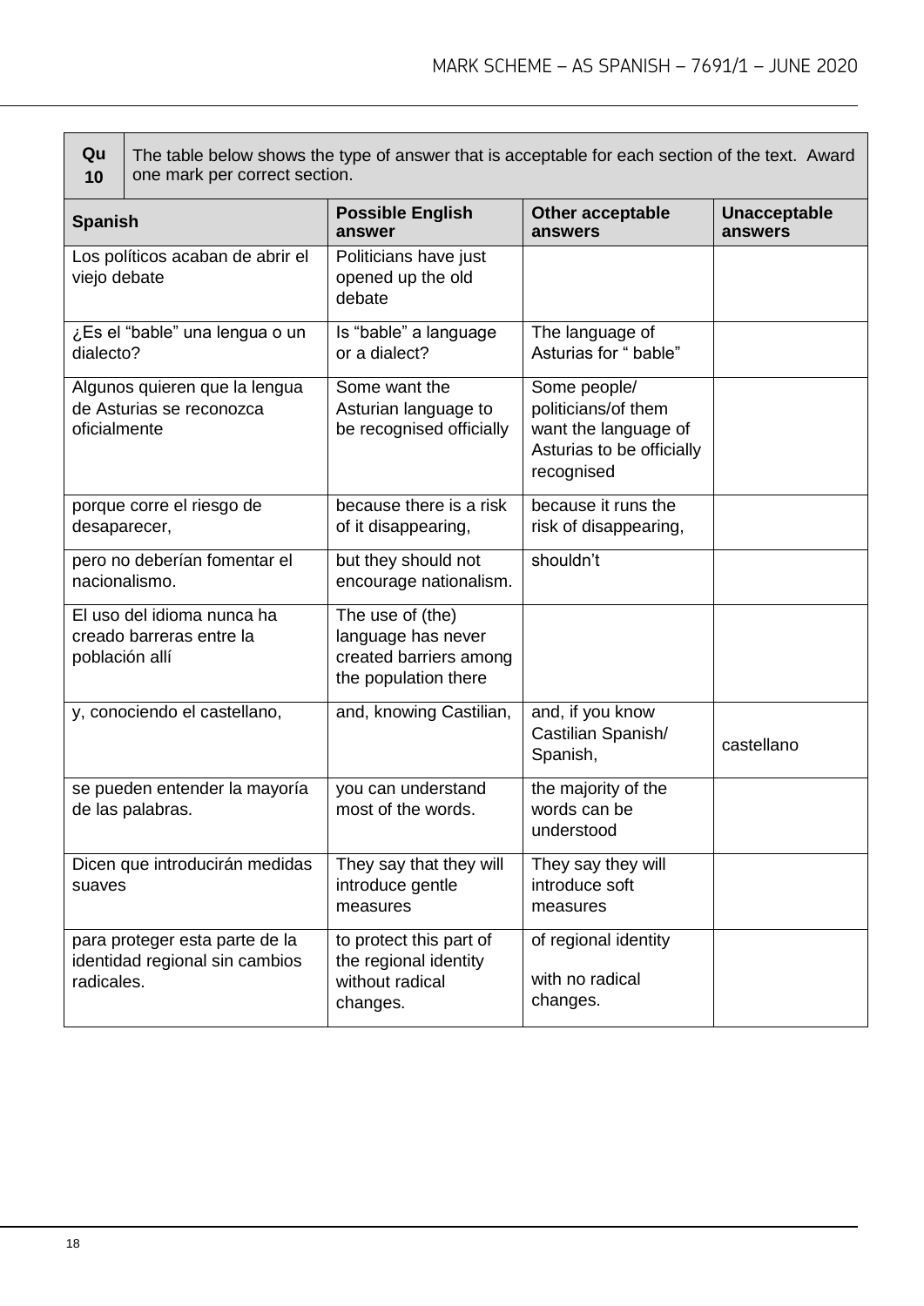| Qu 10 | The table below shows the type of answer that is acceptable for each section of the text. Award one mark per correct section. | | |
|---|---|---|---|
| **Spanish** | **Possible English answer** | **Other acceptable answers** | **Unacceptable answers** |
| Los políticos acaban de abrir el viejo debate | Politicians have just opened up the old debate | | |
| ¿Es el "bable" una lengua o un dialecto? | Is "bable" a language or a dialect? | The language of Asturias for " bable" | |
| Algunos quieren que la lengua de Asturias se reconozca oficialmente | Some want the Asturian language to be recognised officially | Some people/ politicians/of them want the language of Asturias to be officially recognised | |
| porque corre el riesgo de desaparecer, | because there is a risk of it disappearing, | because it runs the risk of disappearing, | |
| pero no deberían fomentar el nacionalismo. | but they should not encourage nationalism. | shouldn't | |
| El uso del idioma nunca ha creado barreras entre la población allí | The use of (the) language has never created barriers among the population there | | |
| y, conociendo el castellano, | and, knowing Castilian, | and, if you know Castilian Spanish/ Spanish, | castellano |
| se pueden entender la mayoría de las palabras. | you can understand most of the words. | the majority of the words can be understood | |
| Dicen que introducirán medidas suaves | They say that they will introduce gentle measures | They say they will introduce soft measures | |
| para proteger esta parte de la identidad regional sin cambios radicales. | to protect this part of the regional identity without radical changes. | of regional identity<br><br>with no radical changes. | |